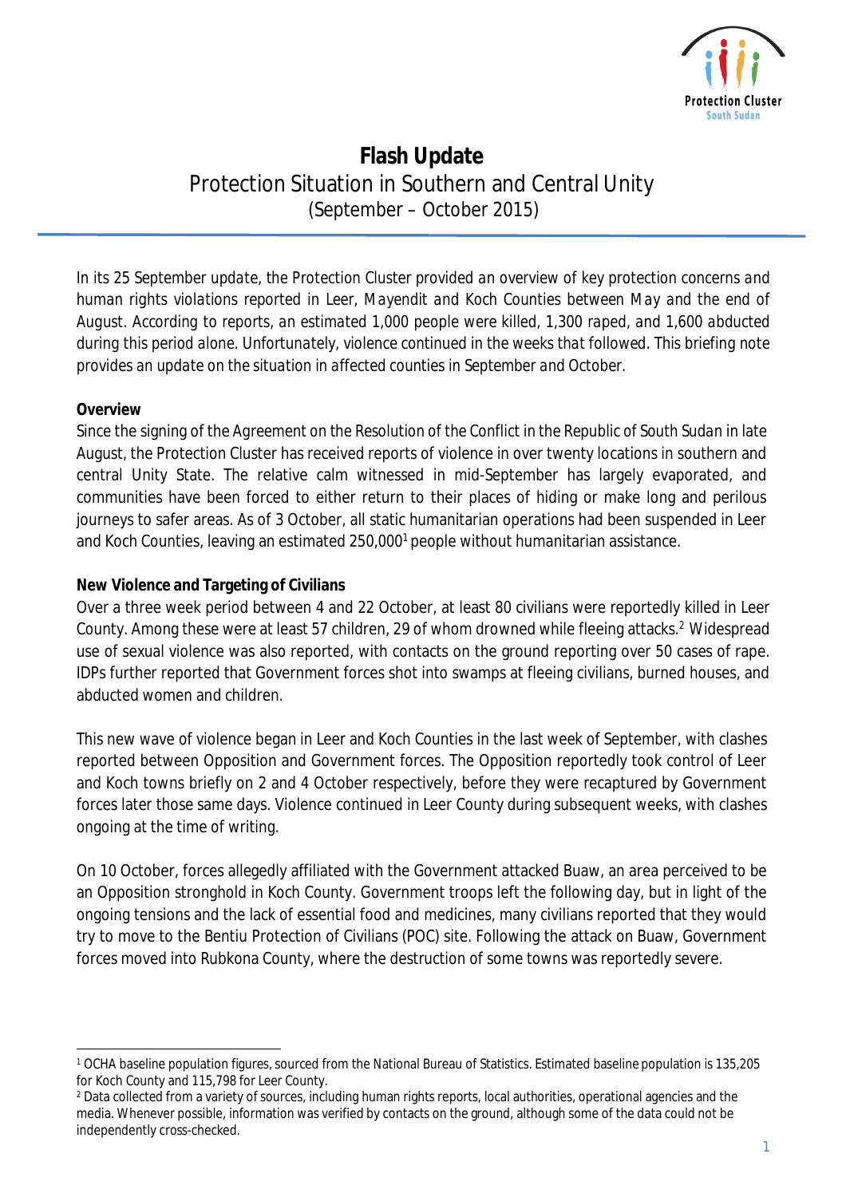# Flash Update

## Protection Situation in Southern and Central Unity

(September – October 2015)

*In its 25 September update, the Protection Cluster provided an overview of key protection concerns and human rights violations reported in Leer, Mayendit and Koch Counties between May and the end of August. According to reports, an estimated 1,000 people were killed, 1,300 raped, and 1,600 abducted during this period alone. Unfortunately, violence continued in the weeks that followed. This briefing note provides an update on the situation in affected counties in September and October.*

**Overview**

Since the signing of the Agreement on the Resolution of the Conflict in the Republic of South Sudan in late August, the Protection Cluster has received reports of violence in over twenty locations in southern and central Unity State. The relative calm witnessed in mid-September has largely evaporated, and communities have been forced to either return to their places of hiding or make long and perilous journeys to safer areas. As of 3 October, all static humanitarian operations had been suspended in Leer and Koch Counties, leaving an estimated 250,000[1] people without humanitarian assistance.

**New Violence and Targeting of Civilians**

Over a three week period between 4 and 22 October, at least 80 civilians were reportedly killed in Leer County. Among these were at least 57 children, 29 of whom drowned while fleeing attacks.[2] Widespread use of sexual violence was also reported, with contacts on the ground reporting over 50 cases of rape. IDPs further reported that Government forces shot into swamps at fleeing civilians, burned houses, and abducted women and children.

This new wave of violence began in Leer and Koch Counties in the last week of September, with clashes reported between Opposition and Government forces. The Opposition reportedly took control of Leer and Koch towns briefly on 2 and 4 October respectively, before they were recaptured by Government forces later those same days. Violence continued in Leer County during subsequent weeks, with clashes ongoing at the time of writing.

On 10 October, forces allegedly affiliated with the Government attacked Buaw, an area perceived to be an Opposition stronghold in Koch County. Government troops left the following day, but in light of the ongoing tensions and the lack of essential food and medicines, many civilians reported that they would try to move to the Bentiu Protection of Civilians (POC) site. Following the attack on Buaw, Government forces moved into Rubkona County, where the destruction of some towns was reportedly severe.

---

[1] OCHA baseline population figures, sourced from the National Bureau of Statistics. Estimated baseline population is 135,205 for Koch County and 115,798 for Leer County.

[2] Data collected from a variety of sources, including human rights reports, local authorities, operational agencies and the media. Whenever possible, information was verified by contacts on the ground, although some of the data could not be independently cross-checked.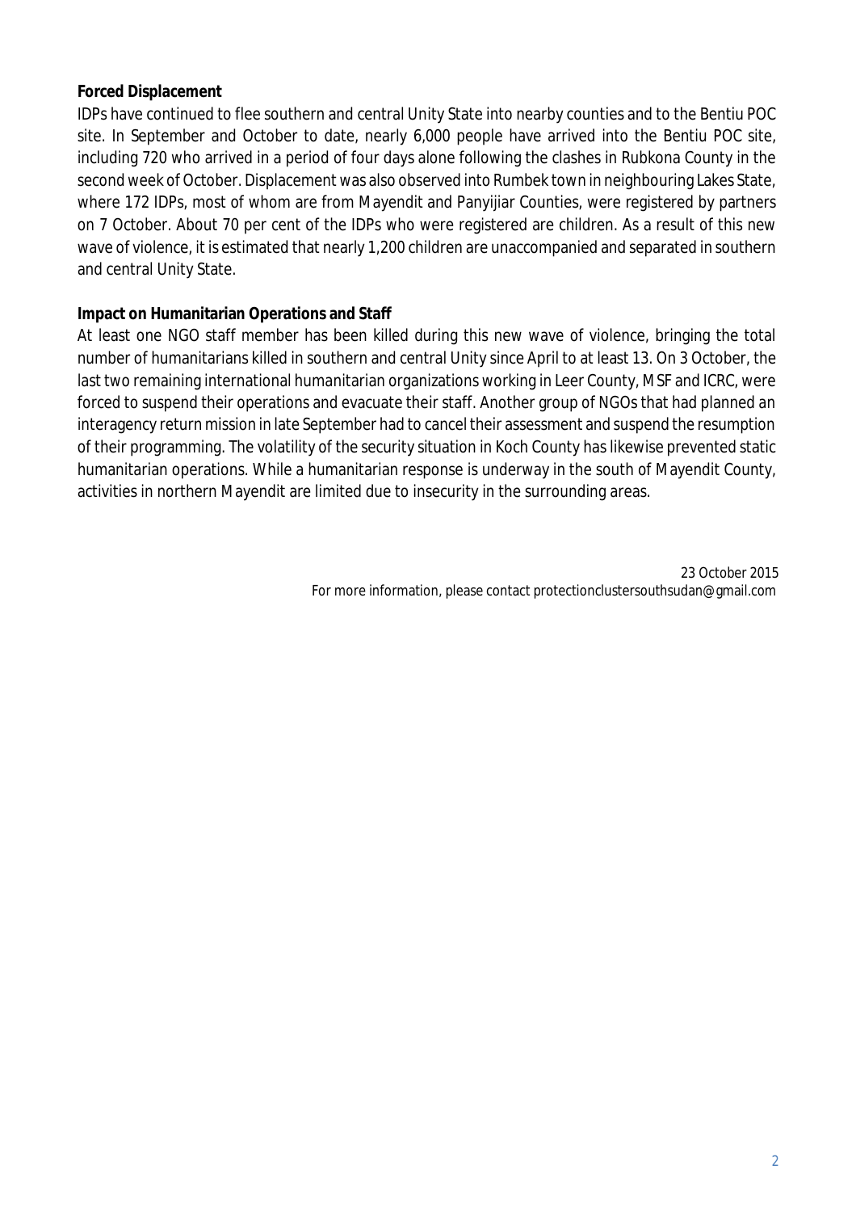**Forced Displacement**

IDPs have continued to flee southern and central Unity State into nearby counties and to the Bentiu POC site. In September and October to date, nearly 6,000 people have arrived into the Bentiu POC site, including 720 who arrived in a period of four days alone following the clashes in Rubkona County in the second week of October. Displacement was also observed into Rumbek town in neighbouring Lakes State, where 172 IDPs, most of whom are from Mayendit and Panyijiar Counties, were registered by partners on 7 October. About 70 per cent of the IDPs who were registered are children. As a result of this new wave of violence, it is estimated that nearly 1,200 children are unaccompanied and separated in southern and central Unity State.

**Impact on Humanitarian Operations and Staff**

At least one NGO staff member has been killed during this new wave of violence, bringing the total number of humanitarians killed in southern and central Unity since April to at least 13. On 3 October, the last two remaining international humanitarian organizations working in Leer County, MSF and ICRC, were forced to suspend their operations and evacuate their staff. Another group of NGOs that had planned an interagency return mission in late September had to cancel their assessment and suspend the resumption of their programming. The volatility of the security situation in Koch County has likewise prevented static humanitarian operations. While a humanitarian response is underway in the south of Mayendit County, activities in northern Mayendit are limited due to insecurity in the surrounding areas.

23 October 2015

For more information, please contact protectionclustersouthsudan@gmail.com